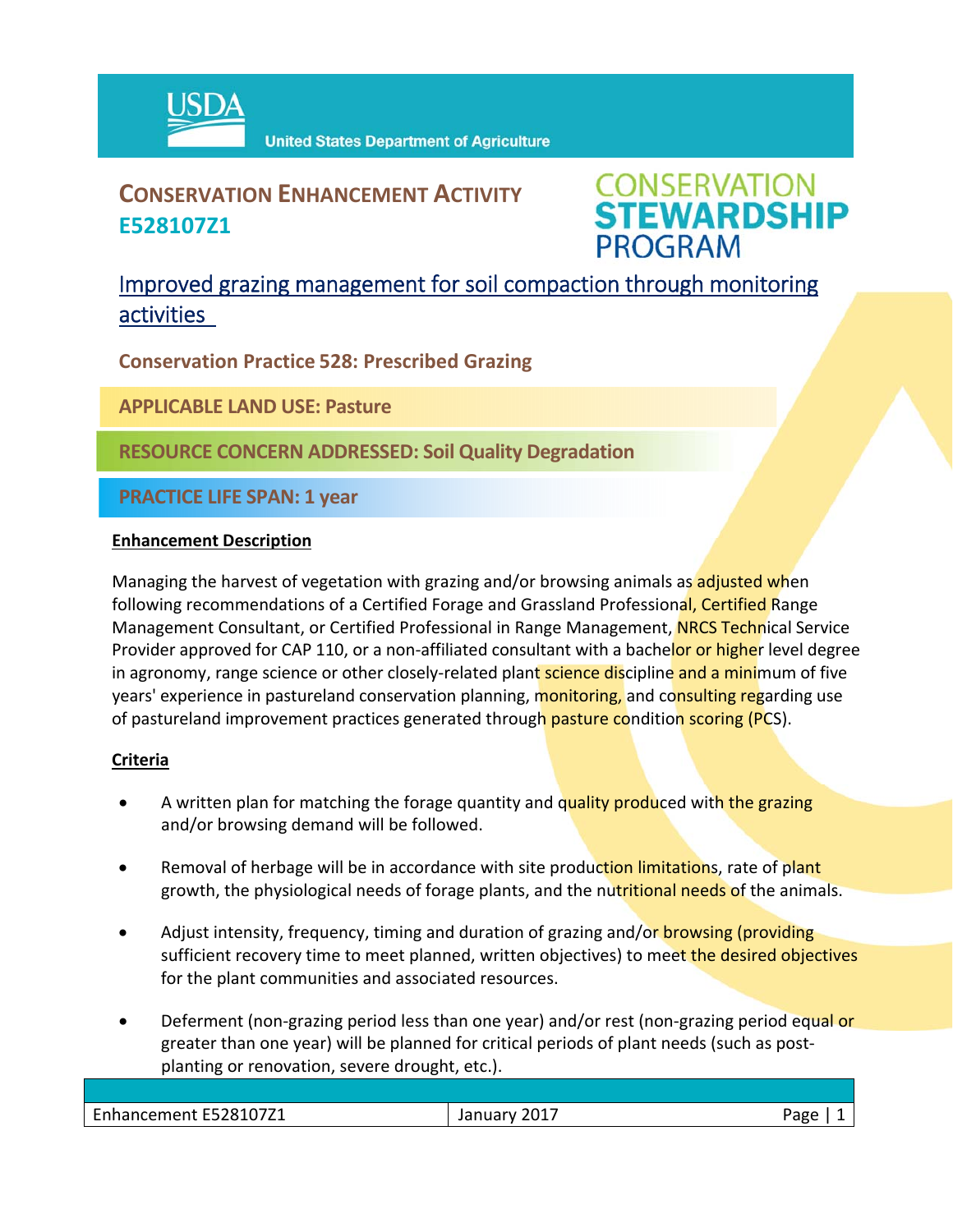# CONSERVATION ENHANCEMENT ACTIVITY E528107Z1

## Improved grazing management for soil compaction through monitoring activities

**Conservation Practice 528: Prescribed Grazing**

**APPLICABLE LAND USE: Pasture**

**RESOURCE CONCERN ADDRESSED: Soil Quality Degradation**

**PRACTICE LIFE SPAN: 1 year**

### Enhancement Description

Managing the harvest of vegetation with grazing and/or browsing animals as adjusted when following recommendations of a Certified Forage and Grassland Professional, Certified Range Management Consultant, or Certified Professional in Range Management, NRCS Technical Service Provider approved for CAP 110, or a non-affiliated consultant with a bachelor or higher level degree in agronomy, range science or other closely-related plant science discipline and a minimum of five years' experience in pastureland conservation planning, monitoring, and consulting regarding use of pastureland improvement practices generated through pasture condition scoring (PCS).

### Criteria

- A written plan for matching the forage quantity and quality produced with the grazing and/or browsing demand will be followed.
- Removal of herbage will be in accordance with site production limitations, rate of plant growth, the physiological needs of forage plants, and the nutritional needs of the animals.
- Adjust intensity, frequency, timing and duration of grazing and/or browsing (providing sufficient recovery time to meet planned, written objectives) to meet the desired objectives for the plant communities and associated resources.
- Deferment (non-grazing period less than one year) and/or rest (non-grazing period equal or greater than one year) will be planned for critical periods of plant needs (such as post-planting or renovation, severe drought, etc.).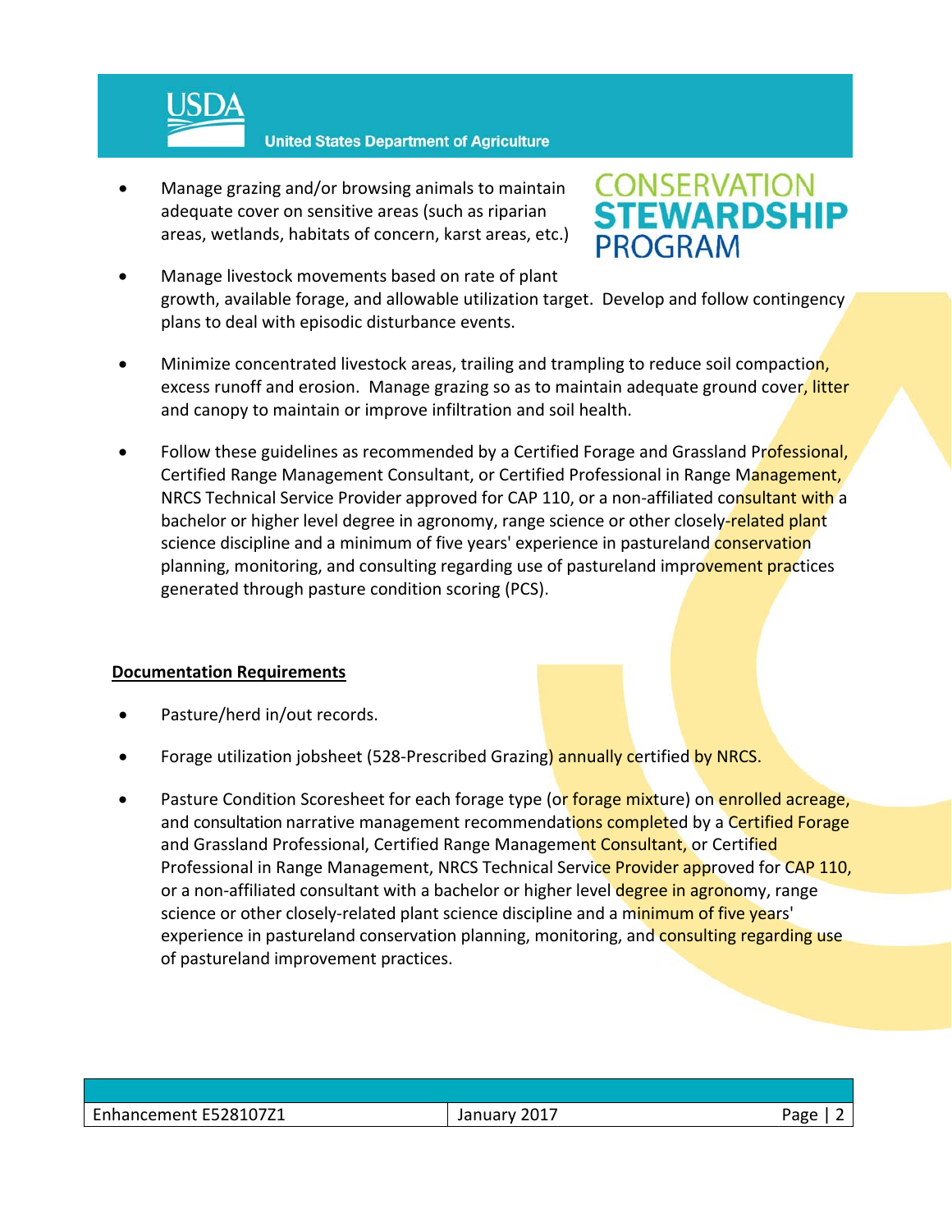- Manage grazing and/or browsing animals to maintain adequate cover on sensitive areas (such as riparian areas, wetlands, habitats of concern, karst areas, etc.)
- Manage livestock movements based on rate of plant growth, available forage, and allowable utilization target. Develop and follow contingency plans to deal with episodic disturbance events.
- Minimize concentrated livestock areas, trailing and trampling to reduce soil compaction, excess runoff and erosion. Manage grazing so as to maintain adequate ground cover, litter and canopy to maintain or improve infiltration and soil health.
- Follow these guidelines as recommended by a Certified Forage and Grassland Professional, Certified Range Management Consultant, or Certified Professional in Range Management, NRCS Technical Service Provider approved for CAP 110, or a non-affiliated consultant with a bachelor or higher level degree in agronomy, range science or other closely-related plant science discipline and a minimum of five years' experience in pastureland conservation planning, monitoring, and consulting regarding use of pastureland improvement practices generated through pasture condition scoring (PCS).

**Documentation Requirements**

- Pasture/herd in/out records.
- Forage utilization jobsheet (528-Prescribed Grazing) annually certified by NRCS.
- Pasture Condition Scoresheet for each forage type (or forage mixture) on enrolled acreage, and consultation narrative management recommendations completed by a Certified Forage and Grassland Professional, Certified Range Management Consultant, or Certified Professional in Range Management, NRCS Technical Service Provider approved for CAP 110, or a non-affiliated consultant with a bachelor or higher level degree in agronomy, range science or other closely-related plant science discipline and a minimum of five years' experience in pastureland conservation planning, monitoring, and consulting regarding use of pastureland improvement practices.